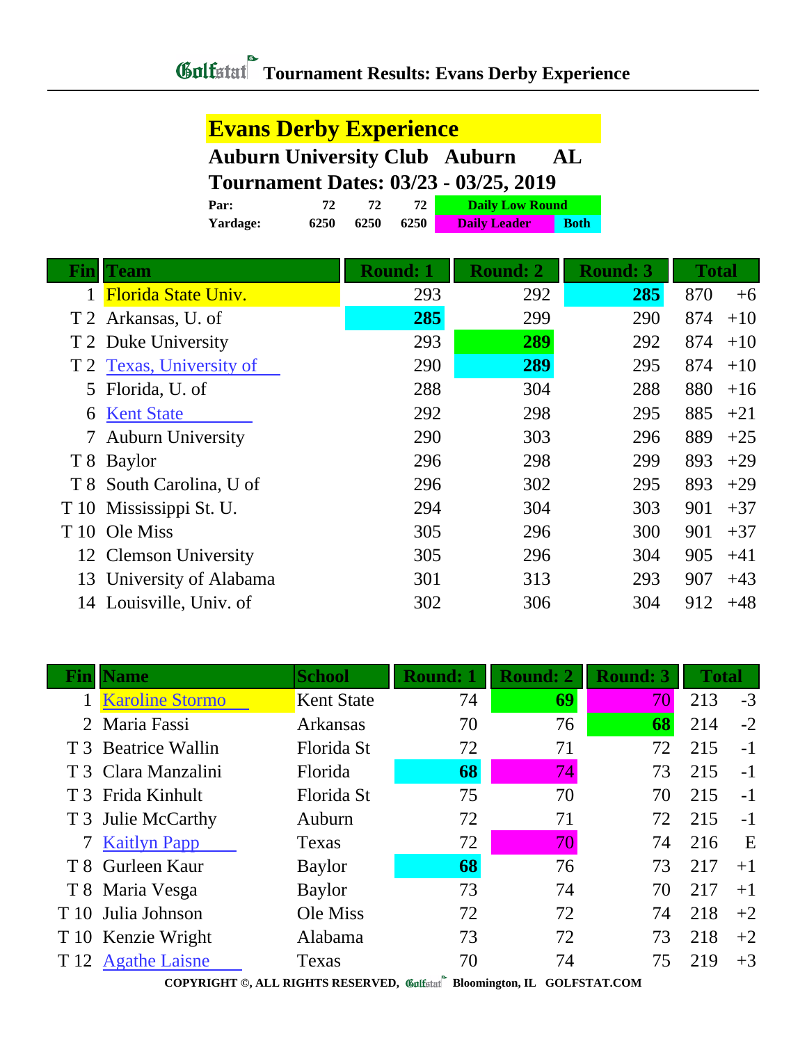# Golfstat Tournament Results: Evans Derby Experience

## Evans Derby Experience

**Auburn University Club Auburn AL**

**Tournament Dates: 03/23 - 03/25, 2019**

| | | | | |
|---|---|---|---|---|
| **Par:** | 72 | 72 | 72 | Daily Low Round |
| **Yardage:** | 6250 | 6250 | 6250 | Daily Leader / Both |

| Fin | Team | Round: 1 | Round: 2 | Round: 3 | Total | |
|---|---|---|---|---|---|---|
| 1 | Florida State Univ. | 293 | 292 | **285** | 870 | +6 |
| T 2 | Arkansas, U. of | **285** | 299 | 290 | 874 | +10 |
| T 2 | Duke University | 293 | **289** | 292 | 874 | +10 |
| T 2 | Texas, University of | 290 | **289** | 295 | 874 | +10 |
| 5 | Florida, U. of | 288 | 304 | 288 | 880 | +16 |
| 6 | Kent State | 292 | 298 | 295 | 885 | +21 |
| 7 | Auburn University | 290 | 303 | 296 | 889 | +25 |
| T 8 | Baylor | 296 | 298 | 299 | 893 | +29 |
| T 8 | South Carolina, U of | 296 | 302 | 295 | 893 | +29 |
| T 10 | Mississippi St. U. | 294 | 304 | 303 | 901 | +37 |
| T 10 | Ole Miss | 305 | 296 | 300 | 901 | +37 |
| 12 | Clemson University | 305 | 296 | 304 | 905 | +41 |
| 13 | University of Alabama | 301 | 313 | 293 | 907 | +43 |
| 14 | Louisville, Univ. of | 302 | 306 | 304 | 912 | +48 |

| Fin | Name | School | Round: 1 | Round: 2 | Round: 3 | Total | |
|---|---|---|---|---|---|---|---|
| 1 | Karoline Stormo | Kent State | 74 | **69** | 70 | 213 | -3 |
| 2 | Maria Fassi | Arkansas | 70 | 76 | **68** | 214 | -2 |
| T 3 | Beatrice Wallin | Florida St | 72 | 71 | 72 | 215 | -1 |
| T 3 | Clara Manzalini | Florida | **68** | 74 | 73 | 215 | -1 |
| T 3 | Frida Kinhult | Florida St | 75 | 70 | 70 | 215 | -1 |
| T 3 | Julie McCarthy | Auburn | 72 | 71 | 72 | 215 | -1 |
| 7 | Kaitlyn Papp | Texas | 72 | 70 | 74 | 216 | E |
| T 8 | Gurleen Kaur | Baylor | **68** | 76 | 73 | 217 | +1 |
| T 8 | Maria Vesga | Baylor | 73 | 74 | 70 | 217 | +1 |
| T 10 | Julia Johnson | Ole Miss | 72 | 72 | 74 | 218 | +2 |
| T 10 | Kenzie Wright | Alabama | 73 | 72 | 73 | 218 | +2 |
| T 12 | Agathe Laisne | Texas | 70 | 74 | 75 | 219 | +3 |

COPYRIGHT ©, ALL RIGHTS RESERVED, Golfstat Bloomington, IL GOLFSTAT.COM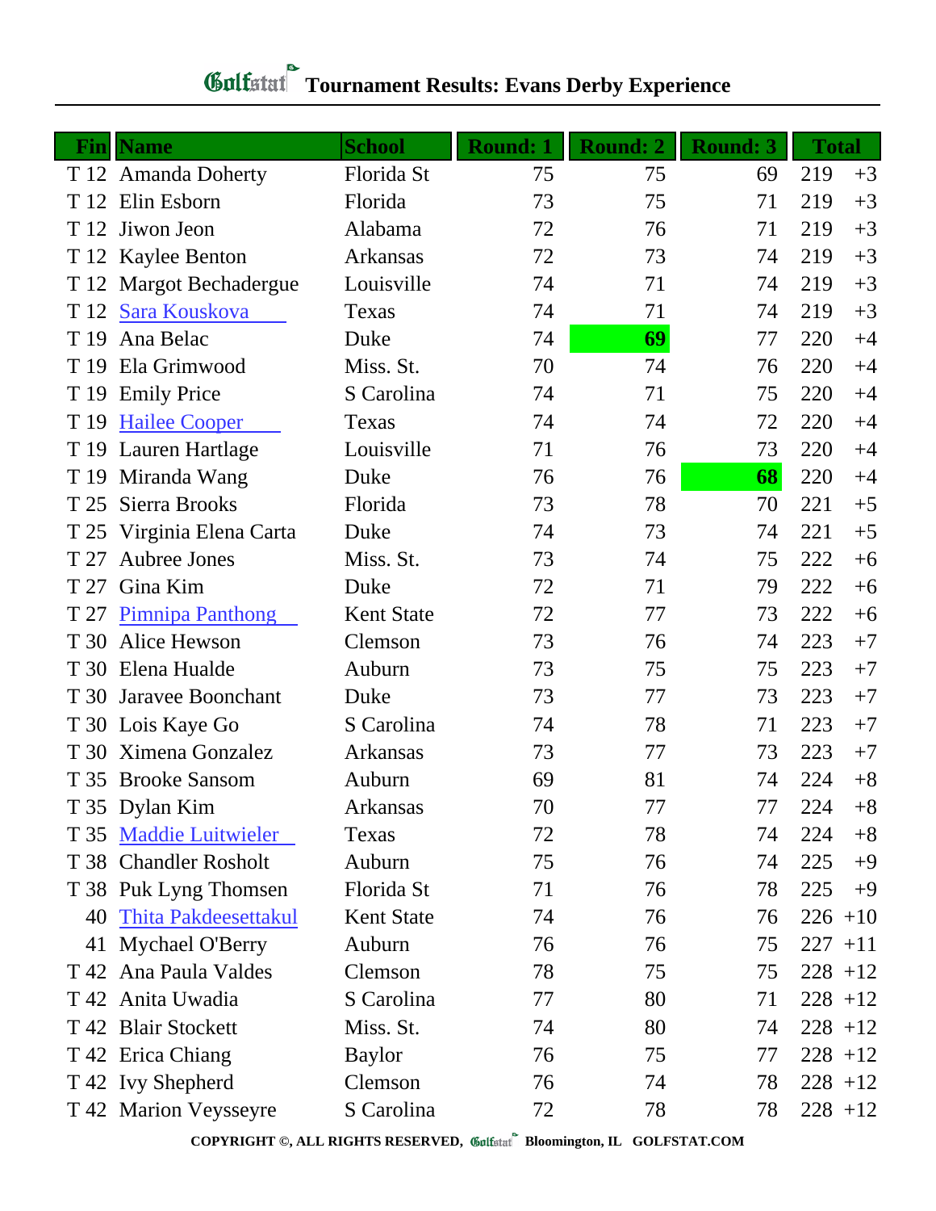# Tournament Results: Evans Derby Experience

| Fin | Name | School | Round: 1 | Round: 2 | Round: 3 | Total | |
|---|---|---|---|---|---|---|---|
| T 12 | Amanda Doherty | Florida St | 75 | 75 | 69 | 219 | +3 |
| T 12 | Elin Esborn | Florida | 73 | 75 | 71 | 219 | +3 |
| T 12 | Jiwon Jeon | Alabama | 72 | 76 | 71 | 219 | +3 |
| T 12 | Kaylee Benton | Arkansas | 72 | 73 | 74 | 219 | +3 |
| T 12 | Margot Bechadergue | Louisville | 74 | 71 | 74 | 219 | +3 |
| T 12 | Sara Kouskova | Texas | 74 | 71 | 74 | 219 | +3 |
| T 19 | Ana Belac | Duke | 74 | **69** | 77 | 220 | +4 |
| T 19 | Ela Grimwood | Miss. St. | 70 | 74 | 76 | 220 | +4 |
| T 19 | Emily Price | S Carolina | 74 | 71 | 75 | 220 | +4 |
| T 19 | Hailee Cooper | Texas | 74 | 74 | 72 | 220 | +4 |
| T 19 | Lauren Hartlage | Louisville | 71 | 76 | 73 | 220 | +4 |
| T 19 | Miranda Wang | Duke | 76 | 76 | **68** | 220 | +4 |
| T 25 | Sierra Brooks | Florida | 73 | 78 | 70 | 221 | +5 |
| T 25 | Virginia Elena Carta | Duke | 74 | 73 | 74 | 221 | +5 |
| T 27 | Aubree Jones | Miss. St. | 73 | 74 | 75 | 222 | +6 |
| T 27 | Gina Kim | Duke | 72 | 71 | 79 | 222 | +6 |
| T 27 | Pimnipa Panthong | Kent State | 72 | 77 | 73 | 222 | +6 |
| T 30 | Alice Hewson | Clemson | 73 | 76 | 74 | 223 | +7 |
| T 30 | Elena Hualde | Auburn | 73 | 75 | 75 | 223 | +7 |
| T 30 | Jaravee Boonchant | Duke | 73 | 77 | 73 | 223 | +7 |
| T 30 | Lois Kaye Go | S Carolina | 74 | 78 | 71 | 223 | +7 |
| T 30 | Ximena Gonzalez | Arkansas | 73 | 77 | 73 | 223 | +7 |
| T 35 | Brooke Sansom | Auburn | 69 | 81 | 74 | 224 | +8 |
| T 35 | Dylan Kim | Arkansas | 70 | 77 | 77 | 224 | +8 |
| T 35 | Maddie Luitwieler | Texas | 72 | 78 | 74 | 224 | +8 |
| T 38 | Chandler Rosholt | Auburn | 75 | 76 | 74 | 225 | +9 |
| T 38 | Puk Lyng Thomsen | Florida St | 71 | 76 | 78 | 225 | +9 |
| 40 | Thita Pakdeesettakul | Kent State | 74 | 76 | 76 | 226 | +10 |
| 41 | Mychael O'Berry | Auburn | 76 | 76 | 75 | 227 | +11 |
| T 42 | Ana Paula Valdes | Clemson | 78 | 75 | 75 | 228 | +12 |
| T 42 | Anita Uwadia | S Carolina | 77 | 80 | 71 | 228 | +12 |
| T 42 | Blair Stockett | Miss. St. | 74 | 80 | 74 | 228 | +12 |
| T 42 | Erica Chiang | Baylor | 76 | 75 | 77 | 228 | +12 |
| T 42 | Ivy Shepherd | Clemson | 76 | 74 | 78 | 228 | +12 |
| T 42 | Marion Veysseyre | S Carolina | 72 | 78 | 78 | 228 | +12 |

COPYRIGHT ©, ALL RIGHTS RESERVED, Golfstat Bloomington, IL GOLFSTAT.COM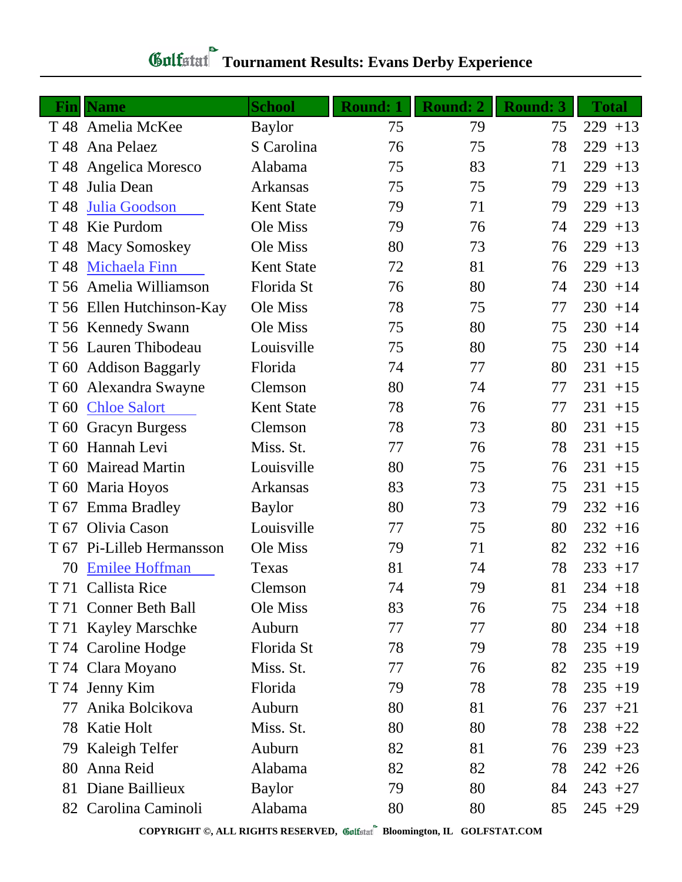# Golfstat Tournament Results: Evans Derby Experience

| Fin | Name | School | Round: 1 | Round: 2 | Round: 3 | Total | |
|---|---|---|---|---|---|---|---|
| T 48 | Amelia McKee | Baylor | 75 | 79 | 75 | 229 | +13 |
| T 48 | Ana Pelaez | S Carolina | 76 | 75 | 78 | 229 | +13 |
| T 48 | Angelica Moresco | Alabama | 75 | 83 | 71 | 229 | +13 |
| T 48 | Julia Dean | Arkansas | 75 | 75 | 79 | 229 | +13 |
| T 48 | Julia Goodson | Kent State | 79 | 71 | 79 | 229 | +13 |
| T 48 | Kie Purdom | Ole Miss | 79 | 76 | 74 | 229 | +13 |
| T 48 | Macy Somoskey | Ole Miss | 80 | 73 | 76 | 229 | +13 |
| T 48 | Michaela Finn | Kent State | 72 | 81 | 76 | 229 | +13 |
| T 56 | Amelia Williamson | Florida St | 76 | 80 | 74 | 230 | +14 |
| T 56 | Ellen Hutchinson-Kay | Ole Miss | 78 | 75 | 77 | 230 | +14 |
| T 56 | Kennedy Swann | Ole Miss | 75 | 80 | 75 | 230 | +14 |
| T 56 | Lauren Thibodeau | Louisville | 75 | 80 | 75 | 230 | +14 |
| T 60 | Addison Baggarly | Florida | 74 | 77 | 80 | 231 | +15 |
| T 60 | Alexandra Swayne | Clemson | 80 | 74 | 77 | 231 | +15 |
| T 60 | Chloe Salort | Kent State | 78 | 76 | 77 | 231 | +15 |
| T 60 | Gracyn Burgess | Clemson | 78 | 73 | 80 | 231 | +15 |
| T 60 | Hannah Levi | Miss. St. | 77 | 76 | 78 | 231 | +15 |
| T 60 | Mairead Martin | Louisville | 80 | 75 | 76 | 231 | +15 |
| T 60 | Maria Hoyos | Arkansas | 83 | 73 | 75 | 231 | +15 |
| T 67 | Emma Bradley | Baylor | 80 | 73 | 79 | 232 | +16 |
| T 67 | Olivia Cason | Louisville | 77 | 75 | 80 | 232 | +16 |
| T 67 | Pi-Lilleb Hermansson | Ole Miss | 79 | 71 | 82 | 232 | +16 |
| 70 | Emilee Hoffman | Texas | 81 | 74 | 78 | 233 | +17 |
| T 71 | Callista Rice | Clemson | 74 | 79 | 81 | 234 | +18 |
| T 71 | Conner Beth Ball | Ole Miss | 83 | 76 | 75 | 234 | +18 |
| T 71 | Kayley Marschke | Auburn | 77 | 77 | 80 | 234 | +18 |
| T 74 | Caroline Hodge | Florida St | 78 | 79 | 78 | 235 | +19 |
| T 74 | Clara Moyano | Miss. St. | 77 | 76 | 82 | 235 | +19 |
| T 74 | Jenny Kim | Florida | 79 | 78 | 78 | 235 | +19 |
| 77 | Anika Bolcikova | Auburn | 80 | 81 | 76 | 237 | +21 |
| 78 | Katie Holt | Miss. St. | 80 | 80 | 78 | 238 | +22 |
| 79 | Kaleigh Telfer | Auburn | 82 | 81 | 76 | 239 | +23 |
| 80 | Anna Reid | Alabama | 82 | 82 | 78 | 242 | +26 |
| 81 | Diane Baillieux | Baylor | 79 | 80 | 84 | 243 | +27 |
| 82 | Carolina Caminoli | Alabama | 80 | 80 | 85 | 245 | +29 |

**COPYRIGHT ©, ALL RIGHTS RESERVED, Golfstat Bloomington, IL GOLFSTAT.COM**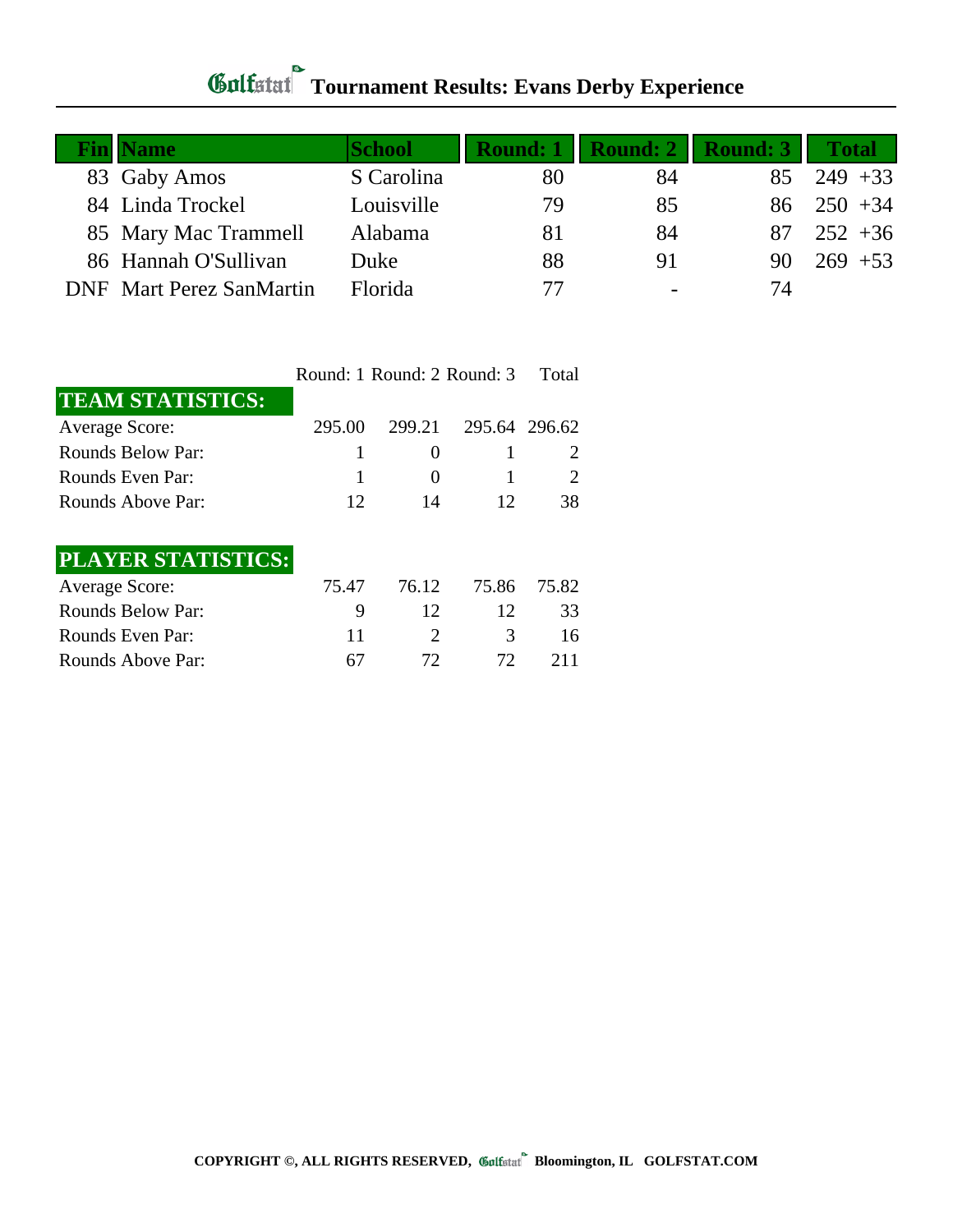# Golfstat Tournament Results: Evans Derby Experience

| Fin | Name | School | Round: 1 | Round: 2 | Round: 3 | Total | |
|---|---|---|---|---|---|---|---|
| 83 | Gaby Amos | S Carolina | 80 | 84 | 85 | 249 | +33 |
| 84 | Linda Trockel | Louisville | 79 | 85 | 86 | 250 | +34 |
| 85 | Mary Mac Trammell | Alabama | 81 | 84 | 87 | 252 | +36 |
| 86 | Hannah O'Sullivan | Duke | 88 | 91 | 90 | 269 | +53 |
| DNF | Mart Perez SanMartin | Florida | 77 | - | 74 | | |

| | Round: 1 | Round: 2 | Round: 3 | Total |
|---|---|---|---|---|
| **TEAM STATISTICS:** | | | | |
| Average Score: | 295.00 | 299.21 | 295.64 | 296.62 |
| Rounds Below Par: | 1 | 0 | 1 | 2 |
| Rounds Even Par: | 1 | 0 | 1 | 2 |
| Rounds Above Par: | 12 | 14 | 12 | 38 |
| **PLAYER STATISTICS:** | | | | |
| Average Score: | 75.47 | 76.12 | 75.86 | 75.82 |
| Rounds Below Par: | 9 | 12 | 12 | 33 |
| Rounds Even Par: | 11 | 2 | 3 | 16 |
| Rounds Above Par: | 67 | 72 | 72 | 211 |

COPYRIGHT ©, ALL RIGHTS RESERVED, Golfstat Bloomington, IL GOLFSTAT.COM